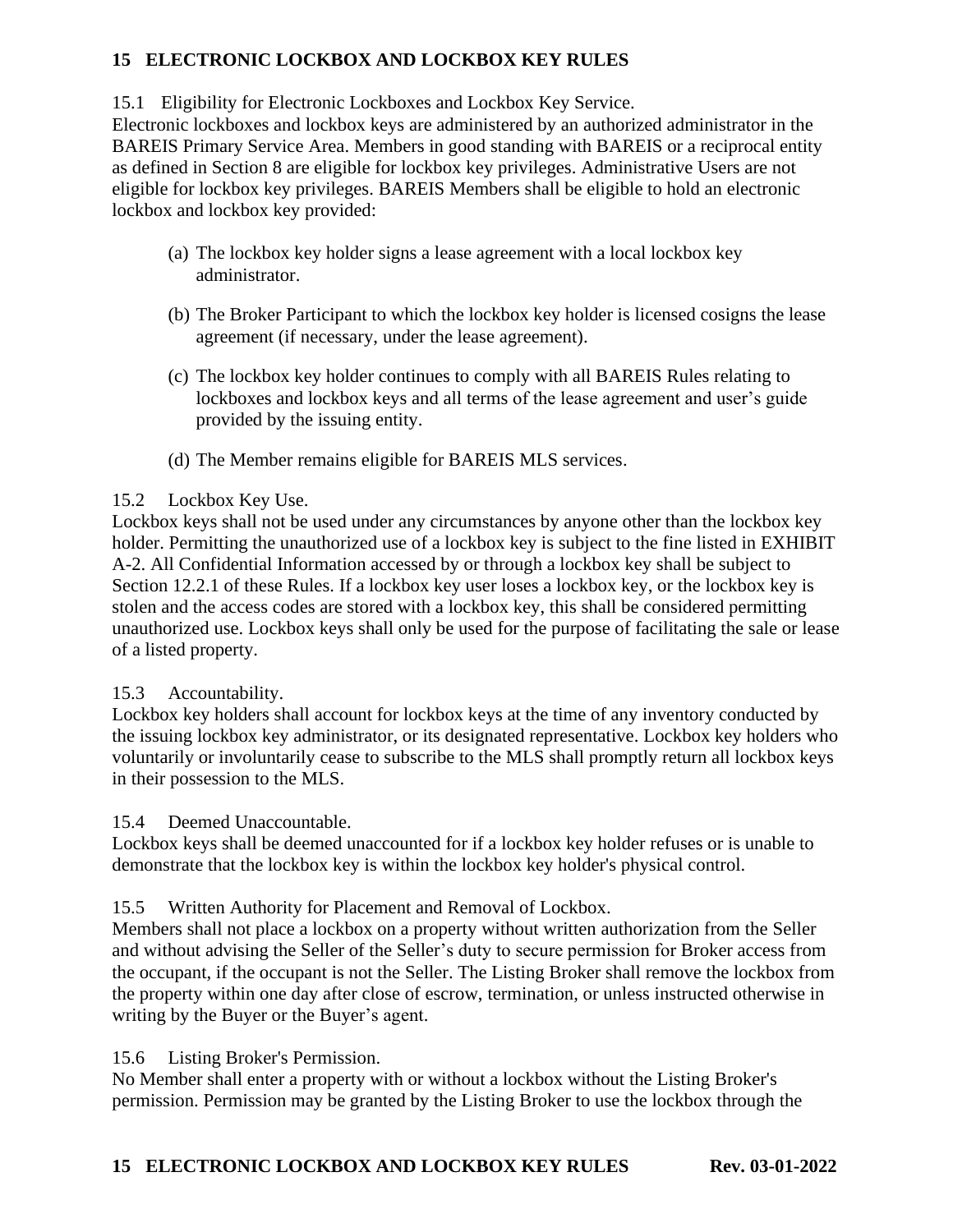# 15 ELECTRONIC LOCKBOX AND LOCKBOX KEY RULES

15.1 Eligibility for Electronic Lockboxes and Lockbox Key Service.
Electronic lockboxes and lockbox keys are administered by an authorized administrator in the BAREIS Primary Service Area. Members in good standing with BAREIS or a reciprocal entity as defined in Section 8 are eligible for lockbox key privileges. Administrative Users are not eligible for lockbox key privileges. BAREIS Members shall be eligible to hold an electronic lockbox and lockbox key provided:

(a) The lockbox key holder signs a lease agreement with a local lockbox key administrator.

(b) The Broker Participant to which the lockbox key holder is licensed cosigns the lease agreement (if necessary, under the lease agreement).

(c) The lockbox key holder continues to comply with all BAREIS Rules relating to lockboxes and lockbox keys and all terms of the lease agreement and user's guide provided by the issuing entity.

(d) The Member remains eligible for BAREIS MLS services.

15.2 Lockbox Key Use.
Lockbox keys shall not be used under any circumstances by anyone other than the lockbox key holder. Permitting the unauthorized use of a lockbox key is subject to the fine listed in EXHIBIT A-2. All Confidential Information accessed by or through a lockbox key shall be subject to Section 12.2.1 of these Rules. If a lockbox key user loses a lockbox key, or the lockbox key is stolen and the access codes are stored with a lockbox key, this shall be considered permitting unauthorized use. Lockbox keys shall only be used for the purpose of facilitating the sale or lease of a listed property.

15.3 Accountability.
Lockbox key holders shall account for lockbox keys at the time of any inventory conducted by the issuing lockbox key administrator, or its designated representative. Lockbox key holders who voluntarily or involuntarily cease to subscribe to the MLS shall promptly return all lockbox keys in their possession to the MLS.

15.4 Deemed Unaccountable.
Lockbox keys shall be deemed unaccounted for if a lockbox key holder refuses or is unable to demonstrate that the lockbox key is within the lockbox key holder's physical control.

15.5 Written Authority for Placement and Removal of Lockbox.
Members shall not place a lockbox on a property without written authorization from the Seller and without advising the Seller of the Seller's duty to secure permission for Broker access from the occupant, if the occupant is not the Seller. The Listing Broker shall remove the lockbox from the property within one day after close of escrow, termination, or unless instructed otherwise in writing by the Buyer or the Buyer's agent.

15.6 Listing Broker's Permission.
No Member shall enter a property with or without a lockbox without the Listing Broker's permission. Permission may be granted by the Listing Broker to use the lockbox through the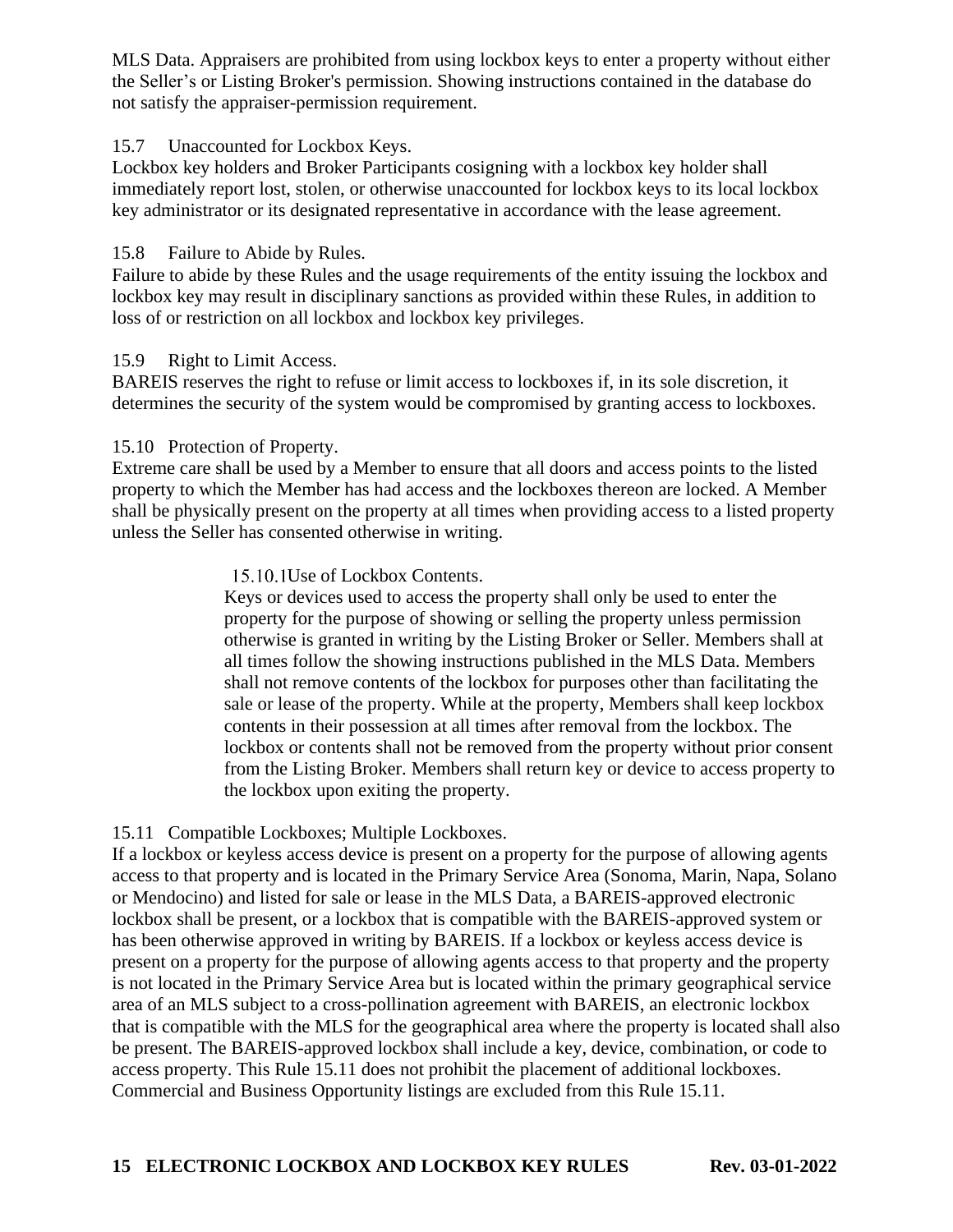MLS Data. Appraisers are prohibited from using lockbox keys to enter a property without either the Seller's or Listing Broker's permission. Showing instructions contained in the database do not satisfy the appraiser-permission requirement.

15.7 Unaccounted for Lockbox Keys.
Lockbox key holders and Broker Participants cosigning with a lockbox key holder shall immediately report lost, stolen, or otherwise unaccounted for lockbox keys to its local lockbox key administrator or its designated representative in accordance with the lease agreement.

15.8 Failure to Abide by Rules.
Failure to abide by these Rules and the usage requirements of the entity issuing the lockbox and lockbox key may result in disciplinary sanctions as provided within these Rules, in addition to loss of or restriction on all lockbox and lockbox key privileges.

15.9 Right to Limit Access.
BAREIS reserves the right to refuse or limit access to lockboxes if, in its sole discretion, it determines the security of the system would be compromised by granting access to lockboxes.

15.10 Protection of Property.
Extreme care shall be used by a Member to ensure that all doors and access points to the listed property to which the Member has had access and the lockboxes thereon are locked. A Member shall be physically present on the property at all times when providing access to a listed property unless the Seller has consented otherwise in writing.

15.10.1 Use of Lockbox Contents.
Keys or devices used to access the property shall only be used to enter the property for the purpose of showing or selling the property unless permission otherwise is granted in writing by the Listing Broker or Seller. Members shall at all times follow the showing instructions published in the MLS Data. Members shall not remove contents of the lockbox for purposes other than facilitating the sale or lease of the property. While at the property, Members shall keep lockbox contents in their possession at all times after removal from the lockbox. The lockbox or contents shall not be removed from the property without prior consent from the Listing Broker. Members shall return key or device to access property to the lockbox upon exiting the property.

15.11 Compatible Lockboxes; Multiple Lockboxes.
If a lockbox or keyless access device is present on a property for the purpose of allowing agents access to that property and is located in the Primary Service Area (Sonoma, Marin, Napa, Solano or Mendocino) and listed for sale or lease in the MLS Data, a BAREIS-approved electronic lockbox shall be present, or a lockbox that is compatible with the BAREIS-approved system or has been otherwise approved in writing by BAREIS. If a lockbox or keyless access device is present on a property for the purpose of allowing agents access to that property and the property is not located in the Primary Service Area but is located within the primary geographical service area of an MLS subject to a cross-pollination agreement with BAREIS, an electronic lockbox that is compatible with the MLS for the geographical area where the property is located shall also be present. The BAREIS-approved lockbox shall include a key, device, combination, or code to access property. This Rule 15.11 does not prohibit the placement of additional lockboxes. Commercial and Business Opportunity listings are excluded from this Rule 15.11.